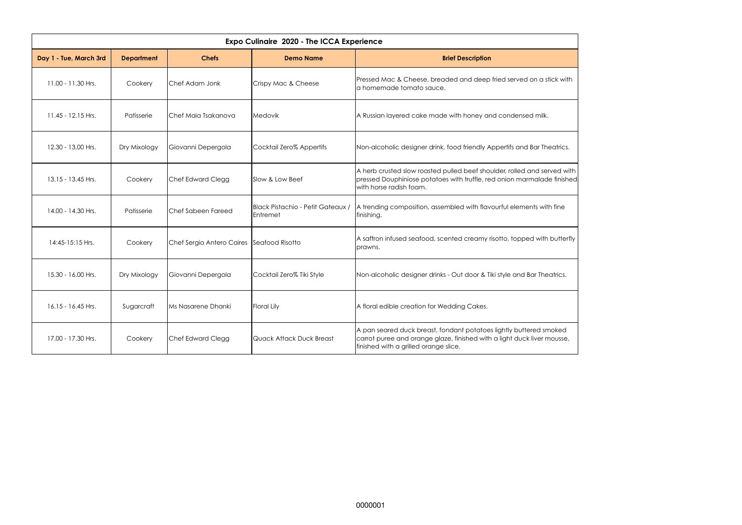| Expo Culinaire 2020 - The ICCA Experience | | | | |
|---|---|---|---|---|
| **Day 1 - Tue, March 3rd** | **Department** | **Chefs** | **Demo Name** | **Brief Description** |
| 11.00 - 11.30 Hrs. | Cookery | Chef Adam Jonk | Crispy Mac & Cheese | Pressed Mac & Cheese, breaded and deep fried served on a stick with a homemade tomato sauce. |
| 11.45 - 12.15 Hrs. | Patisserie | Chef Maia Tsakanova | Medovik | A Russian layered cake made with honey and condensed milk. |
| 12.30 - 13.00 Hrs. | Dry Mixology | Giovanni Depergola | Cocktail Zero% Appertifs | Non-alcoholic designer drink, food friendly Appertifs and Bar Theatrics. |
| 13.15 - 13.45 Hrs. | Cookery | Chef Edward Clegg | Slow & Low Beef | A herb crusted slow roasted pulled beef shoulder, rolled and served with pressed Douphiniose potatoes with truffle, red onion marmalade finished with horse radish foam. |
| 14.00 - 14.30 Hrs. | Patisserie | Chef Sabeen Fareed | Black Pistachio - Petit Gateaux / Entremet | A trending composition, assembled with flavourful elements with fine finishing. |
| 14:45-15:15 Hrs. | Cookery | Chef Sergio Antero Caires | Seafood Risotto | A saffron infused seafood, scented creamy risotto, topped with butterfly prawns. |
| 15.30 - 16.00 Hrs. | Dry Mixology | Giovanni Depergola | Cocktail Zero% Tiki Style | Non-alcoholic designer drinks - Out door & Tiki style and Bar Theatrics. |
| 16.15 - 16.45 Hrs. | Sugarcraft | Ms Nasarene Dhanki | Floral Lily | A floral edible creation for Wedding Cakes. |
| 17.00 - 17.30 Hrs. | Cookery | Chef Edward Clegg | Quack Attack Duck Breast | A pan seared duck breast, fondant potatoes lightly buttered smoked carrot puree and orange glaze, finished with a light duck liver mousse, finished with a grilled orange slice. |

0000001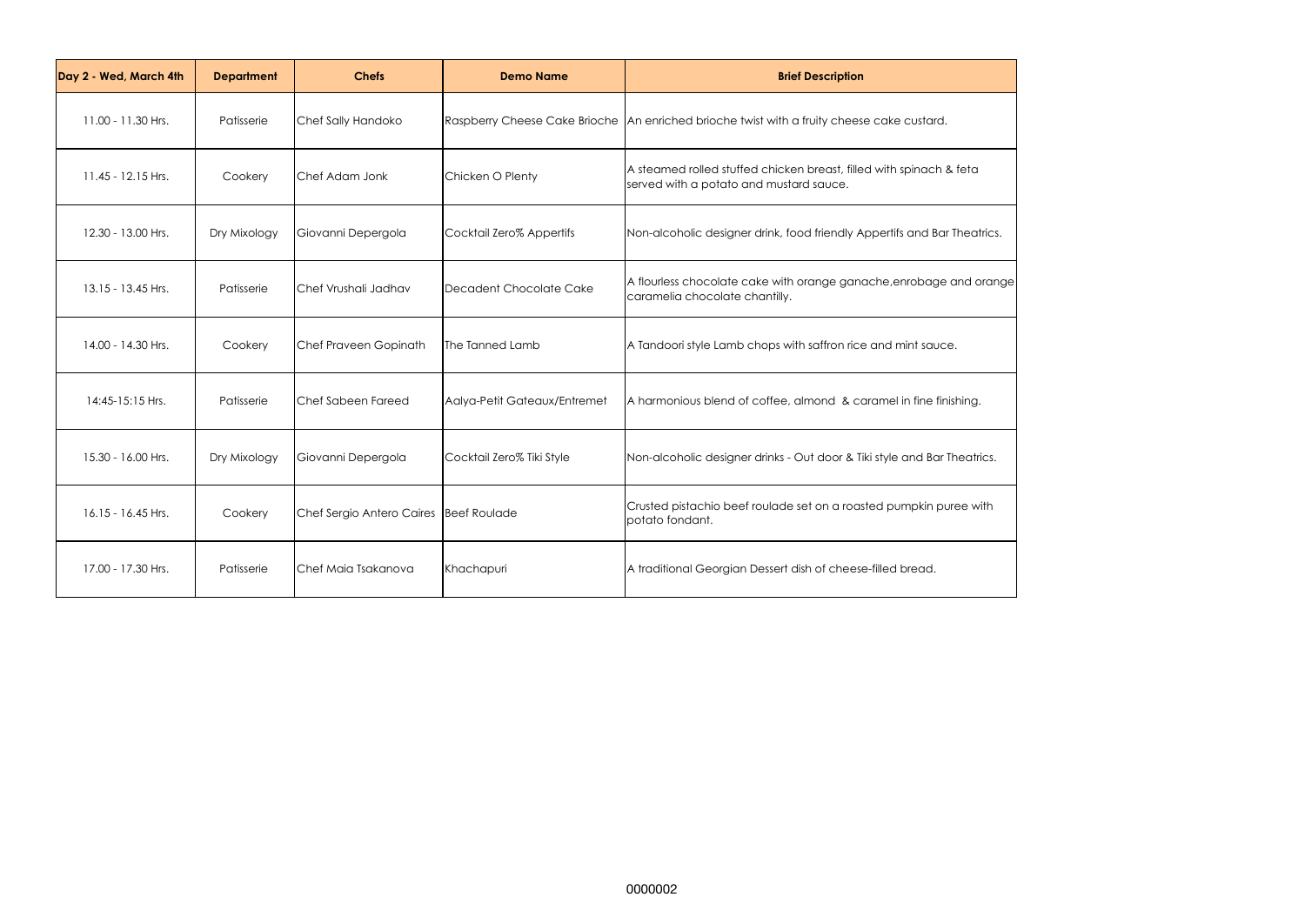| Day 2 - Wed, March 4th | Department | Chefs | Demo Name | Brief Description |
|---|---|---|---|---|
| 11.00 - 11.30 Hrs. | Patisserie | Chef Sally Handoko | Raspberry Cheese Cake Brioche | An enriched brioche twist with a fruity cheese cake custard. |
| 11.45 - 12.15 Hrs. | Cookery | Chef Adam Jonk | Chicken O Plenty | A steamed rolled stuffed chicken breast, filled with spinach & feta served with a potato and mustard sauce. |
| 12.30 - 13.00 Hrs. | Dry Mixology | Giovanni Depergola | Cocktail Zero% Appertifs | Non-alcoholic designer drink, food friendly Appertifs and Bar Theatrics. |
| 13.15 - 13.45 Hrs. | Patisserie | Chef Vrushali Jadhav | Decadent Chocolate Cake | A flourless chocolate cake with orange ganache,enrobage and orange caramelia chocolate chantilly. |
| 14.00 - 14.30 Hrs. | Cookery | Chef Praveen Gopinath | The Tanned Lamb | A Tandoori style Lamb chops with saffron rice and mint sauce. |
| 14:45-15:15 Hrs. | Patisserie | Chef Sabeen Fareed | Aalya-Petit Gateaux/Entremet | A harmonious blend of coffee, almond & caramel in fine finishing. |
| 15.30 - 16.00 Hrs. | Dry Mixology | Giovanni Depergola | Cocktail Zero% Tiki Style | Non-alcoholic designer drinks - Out door & Tiki style and Bar Theatrics. |
| 16.15 - 16.45 Hrs. | Cookery | Chef Sergio Antero Caires | Beef Roulade | Crusted pistachio beef roulade set on a roasted pumpkin puree with potato fondant. |
| 17.00 - 17.30 Hrs. | Patisserie | Chef Maia Tsakanova | Khachapuri | A traditional Georgian Dessert dish of cheese-filled bread. |

0000002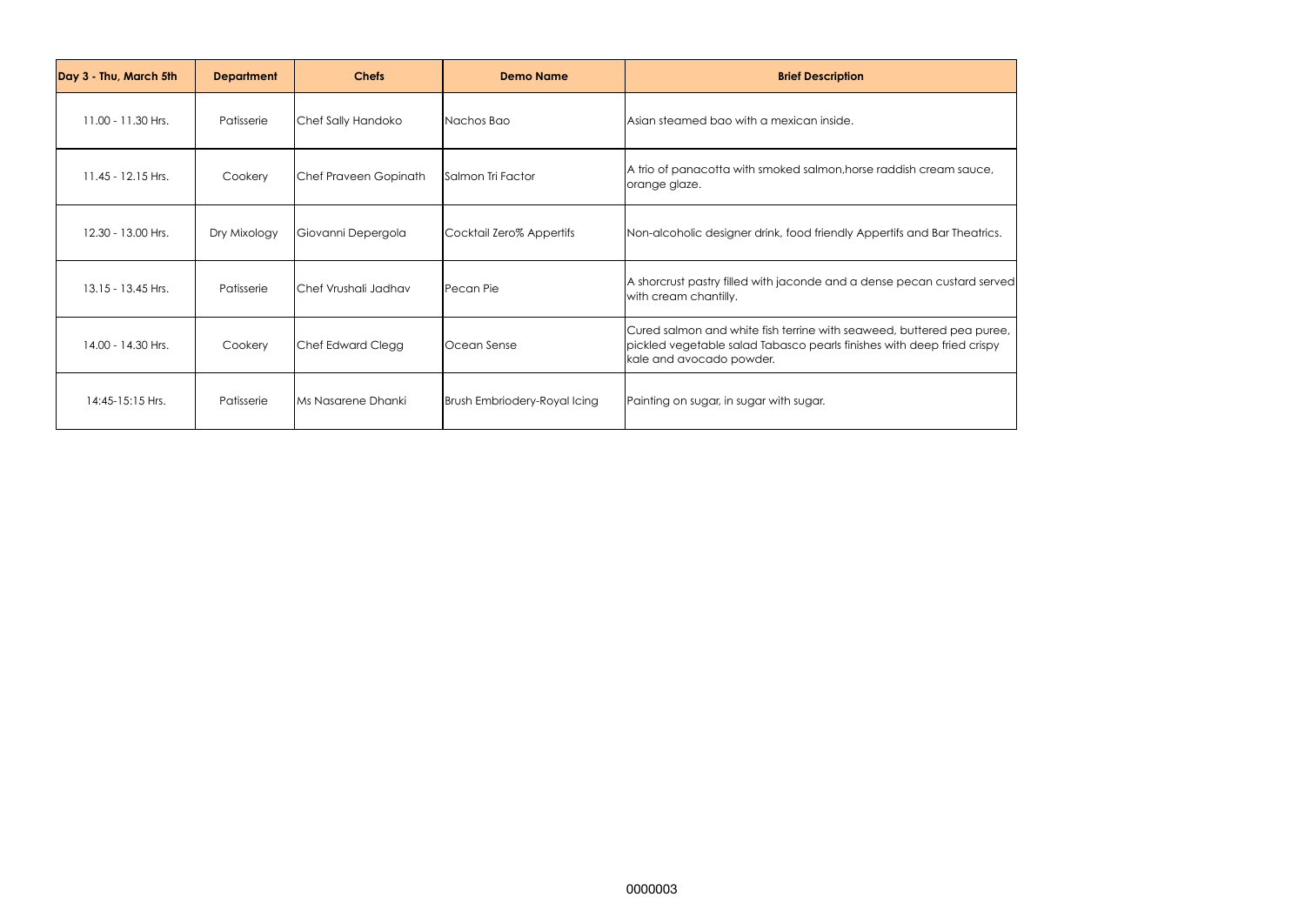| Day 3 - Thu, March 5th | Department | Chefs | Demo Name | Brief Description |
|---|---|---|---|---|
| 11.00 - 11.30 Hrs. | Patisserie | Chef Sally Handoko | Nachos Bao | Asian steamed bao with a mexican inside. |
| 11.45 - 12.15 Hrs. | Cookery | Chef Praveen Gopinath | Salmon Tri Factor | A trio of panacotta with smoked salmon,horse raddish cream sauce, orange glaze. |
| 12.30 - 13.00 Hrs. | Dry Mixology | Giovanni Depergola | Cocktail Zero% Appertifs | Non-alcoholic designer drink, food friendly Appertifs and Bar Theatrics. |
| 13.15 - 13.45 Hrs. | Patisserie | Chef Vrushali Jadhav | Pecan Pie | A shorcrust pastry filled with jaconde and a dense pecan custard served with cream chantilly. |
| 14.00 - 14.30 Hrs. | Cookery | Chef Edward Clegg | Ocean Sense | Cured salmon and white fish terrine with seaweed, buttered pea puree, pickled vegetable salad Tabasco pearls finishes with deep fried crispy kale and avocado powder. |
| 14:45-15:15 Hrs. | Patisserie | Ms Nasarene Dhanki | Brush Embriodery-Royal Icing | Painting on sugar, in sugar with sugar. |

0000003